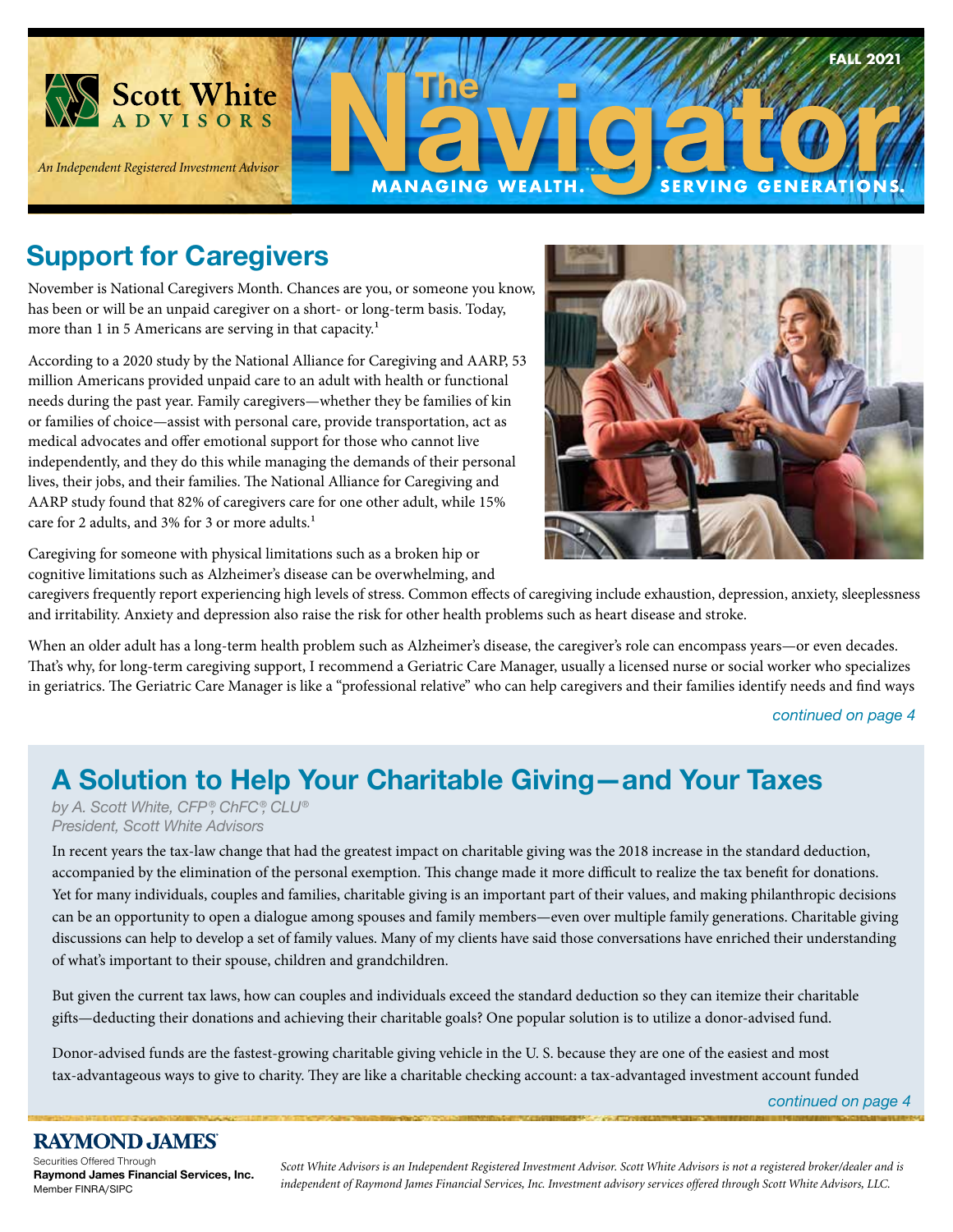Scott White ADVISORS

*An Independent Registered Investment Advisor*

# The Navigator

**MANAGING WEALTH. SERVING GENERATIONS.**

**FALL 2021**

## Support for Caregivers

November is National Caregivers Month. Chances are you, or someone you know, has been or will be an unpaid caregiver on a short- or long-term basis. Today, more than 1 in 5 Americans are serving in that capacity.[1]

According to a 2020 study by the National Alliance for Caregiving and AARP, 53 million Americans provided unpaid care to an adult with health or functional needs during the past year. Family caregivers—whether they be families of kin or families of choice—assist with personal care, provide transportation, act as medical advocates and offer emotional support for those who cannot live independently, and they do this while managing the demands of their personal lives, their jobs, and their families. The National Alliance for Caregiving and AARP study found that 82% of caregivers care for one other adult, while 15% care for 2 adults, and 3% for 3 or more adults.[1]

Caregiving for someone with physical limitations such as a broken hip or cognitive limitations such as Alzheimer's disease can be overwhelming, and caregivers frequently report experiencing high levels of stress. Common effects of caregiving include exhaustion, depression, anxiety, sleeplessness and irritability. Anxiety and depression also raise the risk for other health problems such as heart disease and stroke.

When an older adult has a long-term health problem such as Alzheimer's disease, the caregiver's role can encompass years—or even decades. That's why, for long-term caregiving support, I recommend a Geriatric Care Manager, usually a licensed nurse or social worker who specializes in geriatrics. The Geriatric Care Manager is like a "professional relative" who can help caregivers and their families identify needs and find ways

*continued on page 4*

## A Solution to Help Your Charitable Giving—and Your Taxes

*by A. Scott White, CFP®, ChFC®, CLU®*
*President, Scott White Advisors*

In recent years the tax-law change that had the greatest impact on charitable giving was the 2018 increase in the standard deduction, accompanied by the elimination of the personal exemption. This change made it more difficult to realize the tax benefit for donations. Yet for many individuals, couples and families, charitable giving is an important part of their values, and making philanthropic decisions can be an opportunity to open a dialogue among spouses and family members—even over multiple family generations. Charitable giving discussions can help to develop a set of family values. Many of my clients have said those conversations have enriched their understanding of what's important to their spouse, children and grandchildren.

But given the current tax laws, how can couples and individuals exceed the standard deduction so they can itemize their charitable gifts—deducting their donations and achieving their charitable goals? One popular solution is to utilize a donor-advised fund.

Donor-advised funds are the fastest-growing charitable giving vehicle in the U. S. because they are one of the easiest and most tax-advantageous ways to give to charity. They are like a charitable checking account: a tax-advantaged investment account funded

*continued on page 4*

**RAYMOND JAMES**
Securities Offered Through
**Raymond James Financial Services, Inc.**
Member FINRA/SIPC

*Scott White Advisors is an Independent Registered Investment Advisor. Scott White Advisors is not a registered broker/dealer and is independent of Raymond James Financial Services, Inc. Investment advisory services offered through Scott White Advisors, LLC.*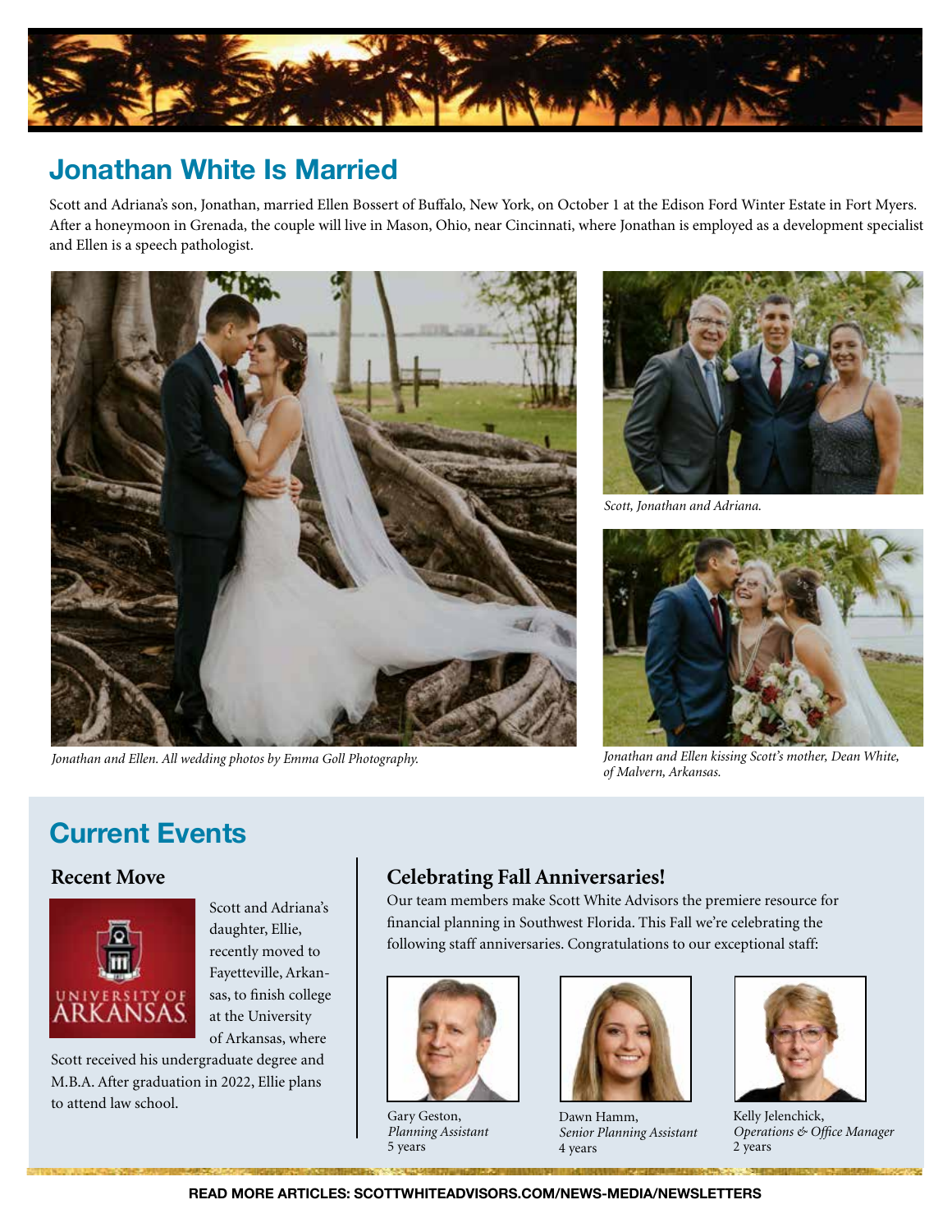## Jonathan White Is Married

Scott and Adriana's son, Jonathan, married Ellen Bossert of Buffalo, New York, on October 1 at the Edison Ford Winter Estate in Fort Myers. After a honeymoon in Grenada, the couple will live in Mason, Ohio, near Cincinnati, where Jonathan is employed as a development specialist and Ellen is a speech pathologist.

*Jonathan and Ellen. All wedding photos by Emma Goll Photography.*

*Scott, Jonathan and Adriana.*

*Jonathan and Ellen kissing Scott's mother, Dean White, of Malvern, Arkansas.*

## Current Events

### Recent Move

Scott and Adriana's daughter, Ellie, recently moved to Fayetteville, Arkansas, to finish college at the University of Arkansas, where Scott received his undergraduate degree and M.B.A. After graduation in 2022, Ellie plans to attend law school.

### Celebrating Fall Anniversaries!

Our team members make Scott White Advisors the premiere resource for financial planning in Southwest Florida. This Fall we're celebrating the following staff anniversaries. Congratulations to our exceptional staff:

Gary Geston,
*Planning Assistant*
5 years

Dawn Hamm,
*Senior Planning Assistant*
4 years

Kelly Jelenchick,
*Operations & Office Manager*
2 years

**READ MORE ARTICLES: SCOTTWHITEADVISORS.COM/NEWS-MEDIA/NEWSLETTERS**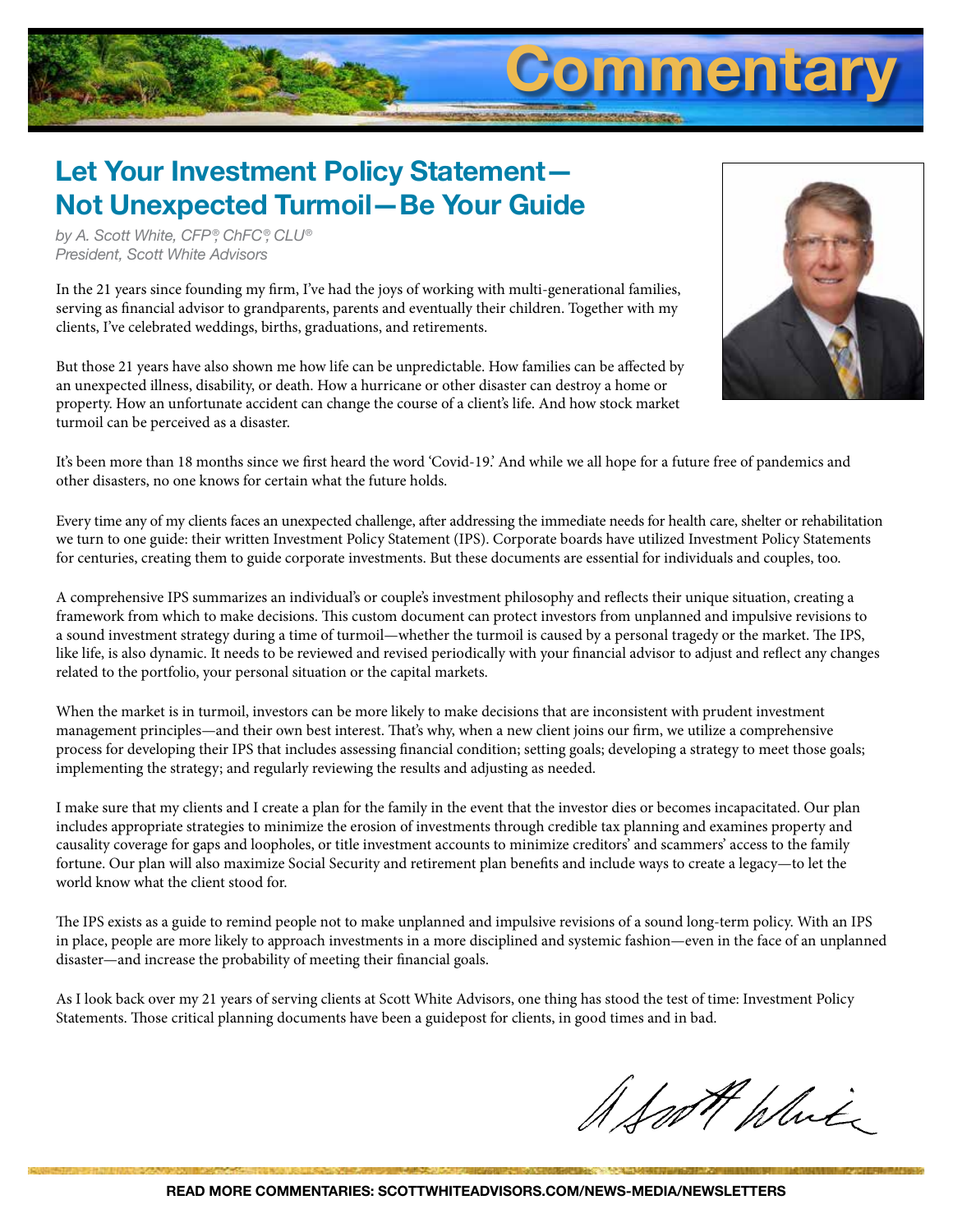# Commentary

## Let Your Investment Policy Statement—Not Unexpected Turmoil—Be Your Guide

*by A. Scott White, CFP®, ChFC®, CLU®*
*President, Scott White Advisors*

In the 21 years since founding my firm, I've had the joys of working with multi-generational families, serving as financial advisor to grandparents, parents and eventually their children. Together with my clients, I've celebrated weddings, births, graduations, and retirements.

But those 21 years have also shown me how life can be unpredictable. How families can be affected by an unexpected illness, disability, or death. How a hurricane or other disaster can destroy a home or property. How an unfortunate accident can change the course of a client's life. And how stock market turmoil can be perceived as a disaster.

It's been more than 18 months since we first heard the word 'Covid-19.' And while we all hope for a future free of pandemics and other disasters, no one knows for certain what the future holds.

Every time any of my clients faces an unexpected challenge, after addressing the immediate needs for health care, shelter or rehabilitation we turn to one guide: their written Investment Policy Statement (IPS). Corporate boards have utilized Investment Policy Statements for centuries, creating them to guide corporate investments. But these documents are essential for individuals and couples, too.

A comprehensive IPS summarizes an individual's or couple's investment philosophy and reflects their unique situation, creating a framework from which to make decisions. This custom document can protect investors from unplanned and impulsive revisions to a sound investment strategy during a time of turmoil—whether the turmoil is caused by a personal tragedy or the market. The IPS, like life, is also dynamic. It needs to be reviewed and revised periodically with your financial advisor to adjust and reflect any changes related to the portfolio, your personal situation or the capital markets.

When the market is in turmoil, investors can be more likely to make decisions that are inconsistent with prudent investment management principles—and their own best interest. That's why, when a new client joins our firm, we utilize a comprehensive process for developing their IPS that includes assessing financial condition; setting goals; developing a strategy to meet those goals; implementing the strategy; and regularly reviewing the results and adjusting as needed.

I make sure that my clients and I create a plan for the family in the event that the investor dies or becomes incapacitated. Our plan includes appropriate strategies to minimize the erosion of investments through credible tax planning and examines property and causality coverage for gaps and loopholes, or title investment accounts to minimize creditors' and scammers' access to the family fortune. Our plan will also maximize Social Security and retirement plan benefits and include ways to create a legacy—to let the world know what the client stood for.

The IPS exists as a guide to remind people not to make unplanned and impulsive revisions of a sound long-term policy. With an IPS in place, people are more likely to approach investments in a more disciplined and systemic fashion—even in the face of an unplanned disaster—and increase the probability of meeting their financial goals.

As I look back over my 21 years of serving clients at Scott White Advisors, one thing has stood the test of time: Investment Policy Statements. Those critical planning documents have been a guidepost for clients, in good times and in bad.

A Scott White

**READ MORE COMMENTARIES: SCOTTWHITEADVISORS.COM/NEWS-MEDIA/NEWSLETTERS**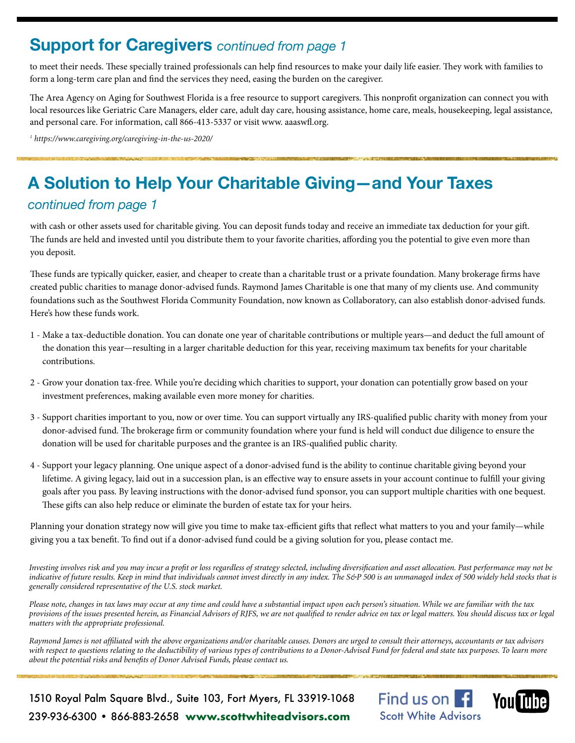## Support for Caregivers *continued from page 1*

to meet their needs. These specially trained professionals can help find resources to make your daily life easier. They work with families to form a long-term care plan and find the services they need, easing the burden on the caregiver.

The Area Agency on Aging for Southwest Florida is a free resource to support caregivers. This nonprofit organization can connect you with local resources like Geriatric Care Managers, elder care, adult day care, housing assistance, home care, meals, housekeeping, legal assistance, and personal care. For information, call 866-413-5337 or visit www. aaaswfl.org.

*[1] https://www.caregiving.org/caregiving-in-the-us-2020/*

## A Solution to Help Your Charitable Giving—and Your Taxes

*continued from page 1*

with cash or other assets used for charitable giving. You can deposit funds today and receive an immediate tax deduction for your gift. The funds are held and invested until you distribute them to your favorite charities, affording you the potential to give even more than you deposit.

These funds are typically quicker, easier, and cheaper to create than a charitable trust or a private foundation. Many brokerage firms have created public charities to manage donor-advised funds. Raymond James Charitable is one that many of my clients use. And community foundations such as the Southwest Florida Community Foundation, now known as Collaboratory, can also establish donor-advised funds. Here's how these funds work.

1 - Make a tax-deductible donation. You can donate one year of charitable contributions or multiple years—and deduct the full amount of the donation this year—resulting in a larger charitable deduction for this year, receiving maximum tax benefits for your charitable contributions.

2 - Grow your donation tax-free. While you're deciding which charities to support, your donation can potentially grow based on your investment preferences, making available even more money for charities.

3 - Support charities important to you, now or over time. You can support virtually any IRS-qualified public charity with money from your donor-advised fund. The brokerage firm or community foundation where your fund is held will conduct due diligence to ensure the donation will be used for charitable purposes and the grantee is an IRS-qualified public charity.

4 - Support your legacy planning. One unique aspect of a donor-advised fund is the ability to continue charitable giving beyond your lifetime. A giving legacy, laid out in a succession plan, is an effective way to ensure assets in your account continue to fulfill your giving goals after you pass. By leaving instructions with the donor-advised fund sponsor, you can support multiple charities with one bequest. These gifts can also help reduce or eliminate the burden of estate tax for your heirs.

Planning your donation strategy now will give you time to make tax-efficient gifts that reflect what matters to you and your family—while giving you a tax benefit. To find out if a donor-advised fund could be a giving solution for you, please contact me.

*Investing involves risk and you may incur a profit or loss regardless of strategy selected, including diversification and asset allocation. Past performance may not be indicative of future results. Keep in mind that individuals cannot invest directly in any index. The S&P 500 is an unmanaged index of 500 widely held stocks that is generally considered representative of the U.S. stock market.*

*Please note, changes in tax laws may occur at any time and could have a substantial impact upon each person's situation. While we are familiar with the tax provisions of the issues presented herein, as Financial Advisors of RJFS, we are not qualified to render advice on tax or legal matters. You should discuss tax or legal matters with the appropriate professional.*

*Raymond James is not affiliated with the above organizations and/or charitable causes. Donors are urged to consult their attorneys, accountants or tax advisors with respect to questions relating to the deductibility of various types of contributions to a Donor-Advised Fund for federal and state tax purposes. To learn more about the potential risks and benefits of Donor Advised Funds, please contact us.*

1510 Royal Palm Square Blvd., Suite 103, Fort Myers, FL 33919-1068
239-936-6300 • 866-883-2658 **www.scottwhiteadvisors.com**

Find us on Facebook
Scott White Advisors
YouTube